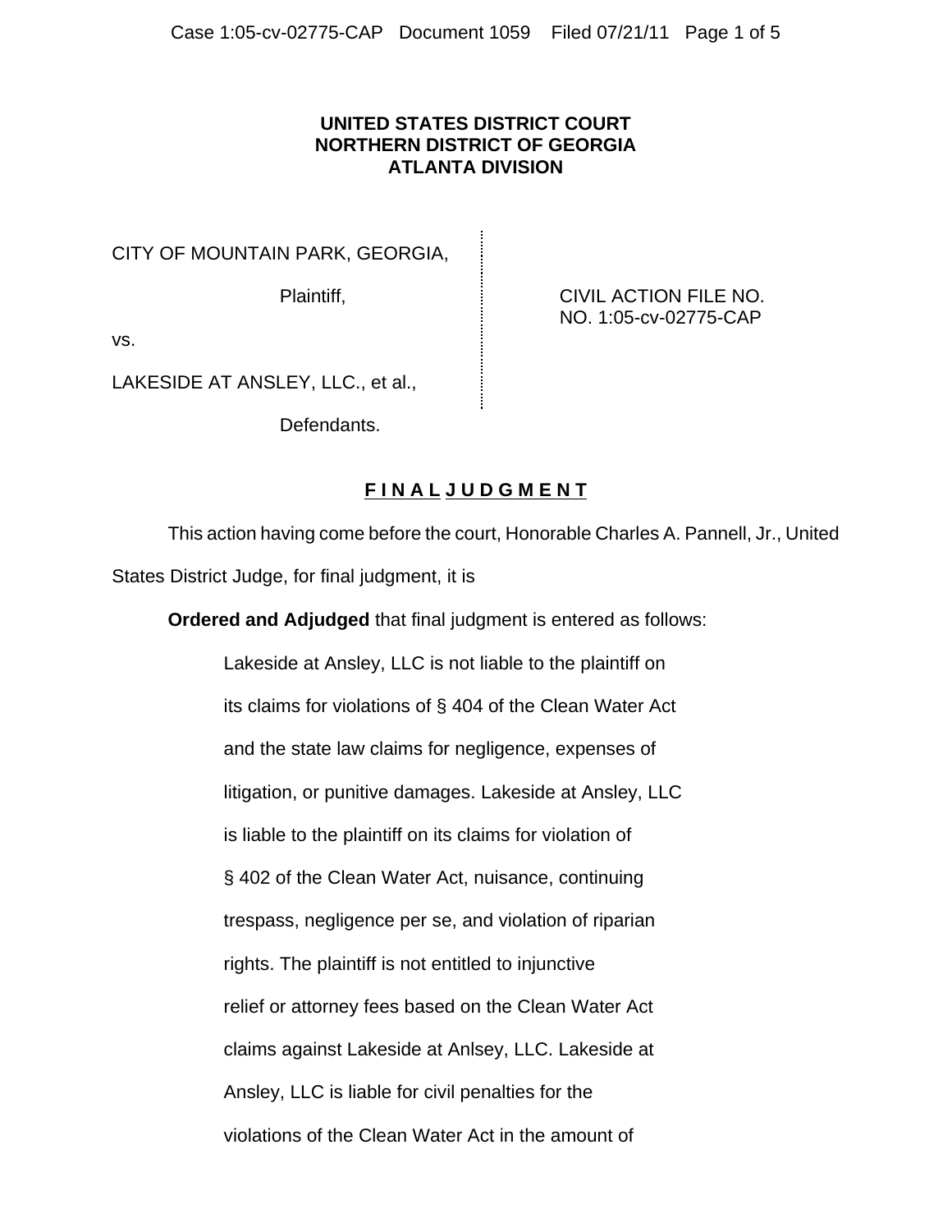**UNITED STATES DISTRICT COURT**
**NORTHERN DISTRICT OF GEORGIA**
**ATLANTA DIVISION**

CITY OF MOUNTAIN PARK, GEORGIA,

Plaintiff,

vs.

LAKESIDE AT ANSLEY, LLC., et al.,

Defendants.

CIVIL ACTION FILE NO.
NO. 1:05-cv-02775-CAP

## F I N A L J U D G M E N T

This action having come before the court, Honorable Charles A. Pannell, Jr., United States District Judge, for final judgment, it is

**Ordered and Adjudged** that final judgment is entered as follows:

> Lakeside at Ansley, LLC is not liable to the plaintiff on its claims for violations of § 404 of the Clean Water Act and the state law claims for negligence, expenses of litigation, or punitive damages. Lakeside at Ansley, LLC is liable to the plaintiff on its claims for violation of § 402 of the Clean Water Act, nuisance, continuing trespass, negligence per se, and violation of riparian rights. The plaintiff is not entitled to injunctive relief or attorney fees based on the Clean Water Act claims against Lakeside at Anlsey, LLC. Lakeside at Ansley, LLC is liable for civil penalties for the violations of the Clean Water Act in the amount of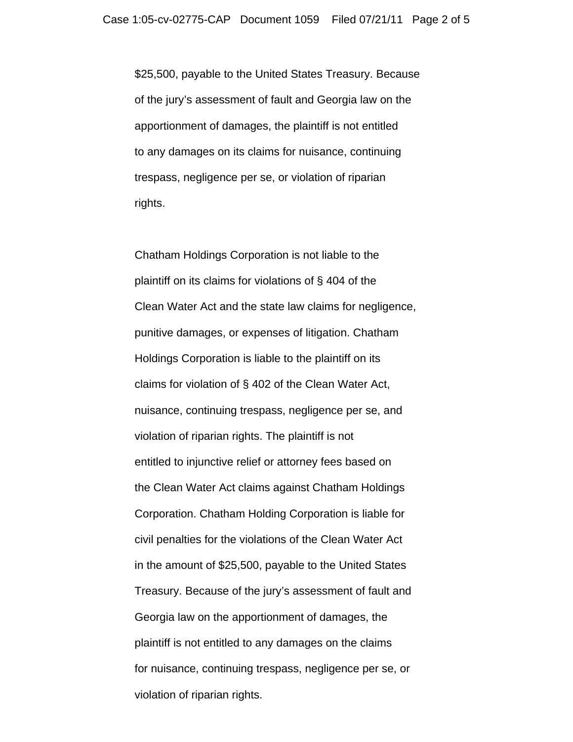$25,500, payable to the United States Treasury. Because of the jury's assessment of fault and Georgia law on the apportionment of damages, the plaintiff is not entitled to any damages on its claims for nuisance, continuing trespass, negligence per se, or violation of riparian rights.

Chatham Holdings Corporation is not liable to the plaintiff on its claims for violations of § 404 of the Clean Water Act and the state law claims for negligence, punitive damages, or expenses of litigation. Chatham Holdings Corporation is liable to the plaintiff on its claims for violation of § 402 of the Clean Water Act, nuisance, continuing trespass, negligence per se, and violation of riparian rights. The plaintiff is not entitled to injunctive relief or attorney fees based on the Clean Water Act claims against Chatham Holdings Corporation. Chatham Holding Corporation is liable for civil penalties for the violations of the Clean Water Act in the amount of $25,500, payable to the United States Treasury. Because of the jury's assessment of fault and Georgia law on the apportionment of damages, the plaintiff is not entitled to any damages on the claims for nuisance, continuing trespass, negligence per se, or violation of riparian rights.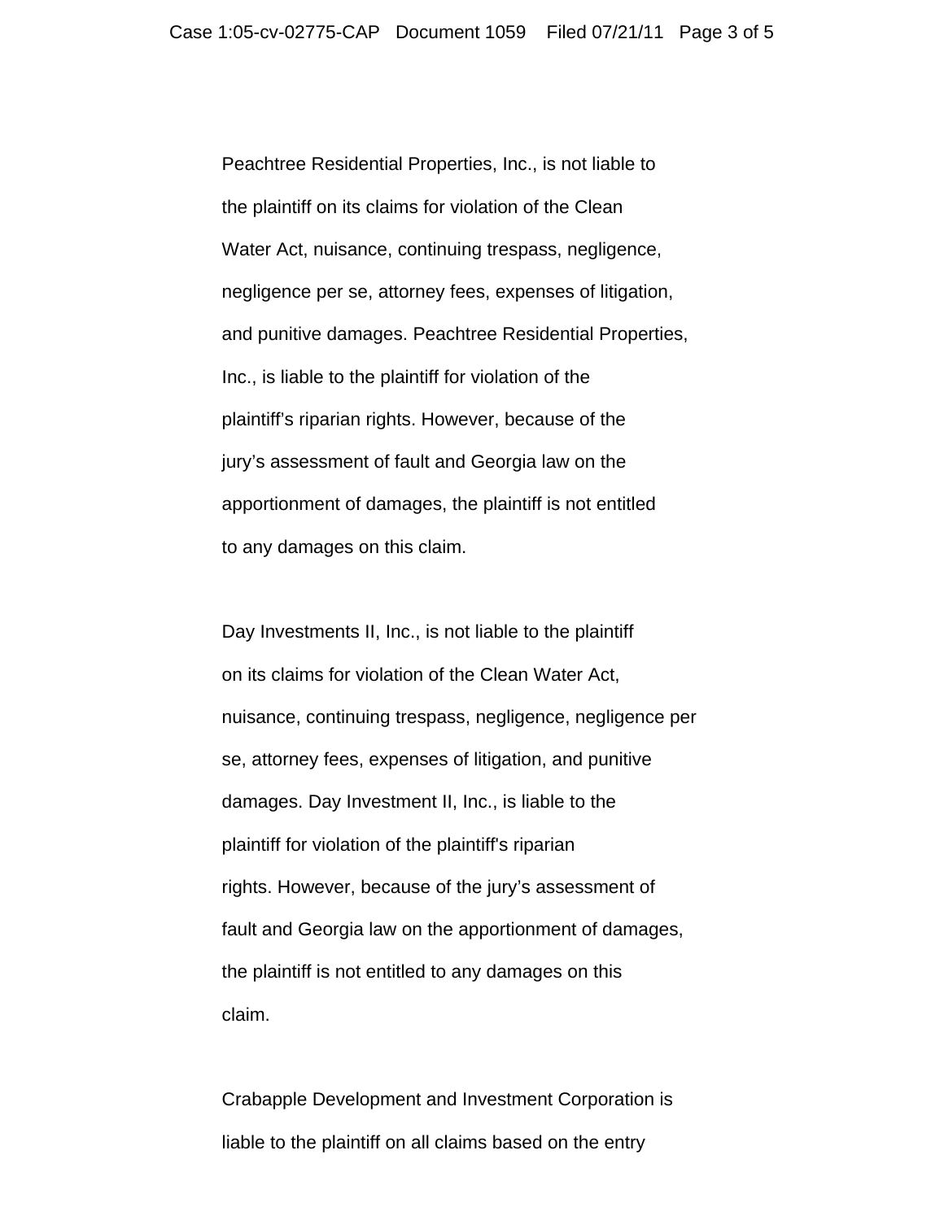Peachtree Residential Properties, Inc., is not liable to the plaintiff on its claims for violation of the Clean Water Act, nuisance, continuing trespass, negligence, negligence per se, attorney fees, expenses of litigation, and punitive damages. Peachtree Residential Properties, Inc., is liable to the plaintiff for violation of the plaintiff's riparian rights. However, because of the jury's assessment of fault and Georgia law on the apportionment of damages, the plaintiff is not entitled to any damages on this claim.

Day Investments II, Inc., is not liable to the plaintiff on its claims for violation of the Clean Water Act, nuisance, continuing trespass, negligence, negligence per se, attorney fees, expenses of litigation, and punitive damages. Day Investment II, Inc., is liable to the plaintiff for violation of the plaintiff's riparian rights. However, because of the jury's assessment of fault and Georgia law on the apportionment of damages, the plaintiff is not entitled to any damages on this claim.

Crabapple Development and Investment Corporation is liable to the plaintiff on all claims based on the entry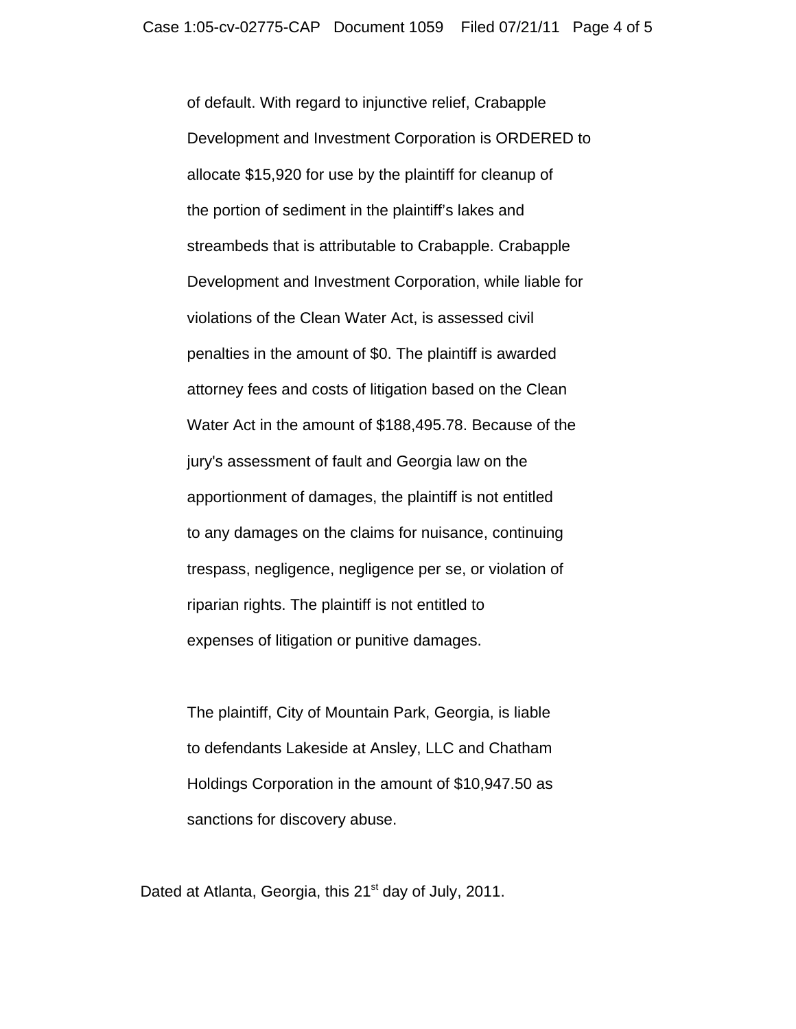of default. With regard to injunctive relief, Crabapple Development and Investment Corporation is ORDERED to allocate $15,920 for use by the plaintiff for cleanup of the portion of sediment in the plaintiff's lakes and streambeds that is attributable to Crabapple. Crabapple Development and Investment Corporation, while liable for violations of the Clean Water Act, is assessed civil penalties in the amount of $0. The plaintiff is awarded attorney fees and costs of litigation based on the Clean Water Act in the amount of $188,495.78. Because of the jury's assessment of fault and Georgia law on the apportionment of damages, the plaintiff is not entitled to any damages on the claims for nuisance, continuing trespass, negligence, negligence per se, or violation of riparian rights. The plaintiff is not entitled to expenses of litigation or punitive damages.

The plaintiff, City of Mountain Park, Georgia, is liable to defendants Lakeside at Ansley, LLC and Chatham Holdings Corporation in the amount of $10,947.50 as sanctions for discovery abuse.

Dated at Atlanta, Georgia, this 21st day of July, 2011.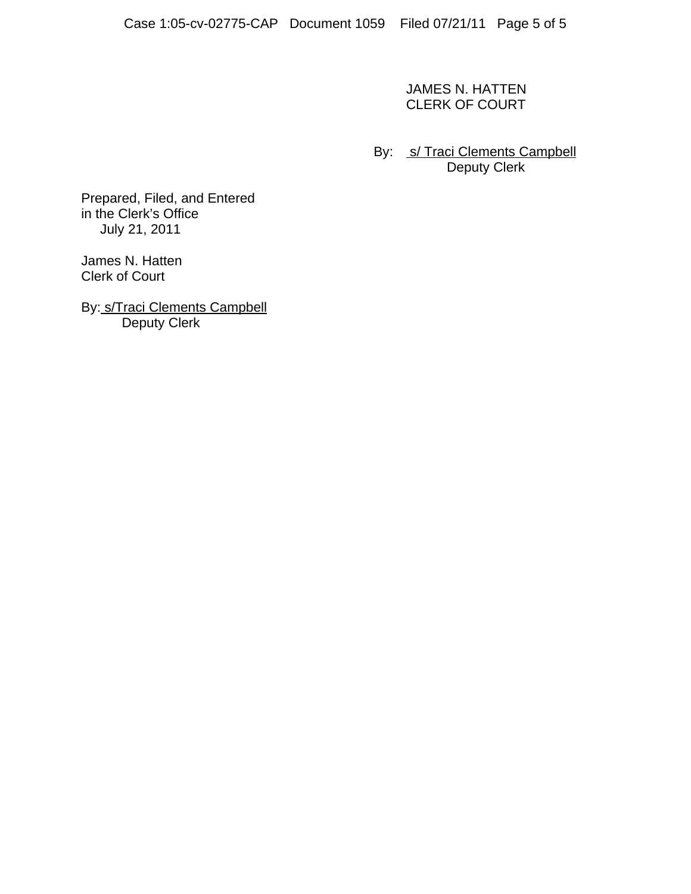JAMES N. HATTEN
CLERK OF COURT

By: s/ Traci Clements Campbell
Deputy Clerk

Prepared, Filed, and Entered
in the Clerk's Office
July 21, 2011

James N. Hatten
Clerk of Court

By: s/Traci Clements Campbell
Deputy Clerk